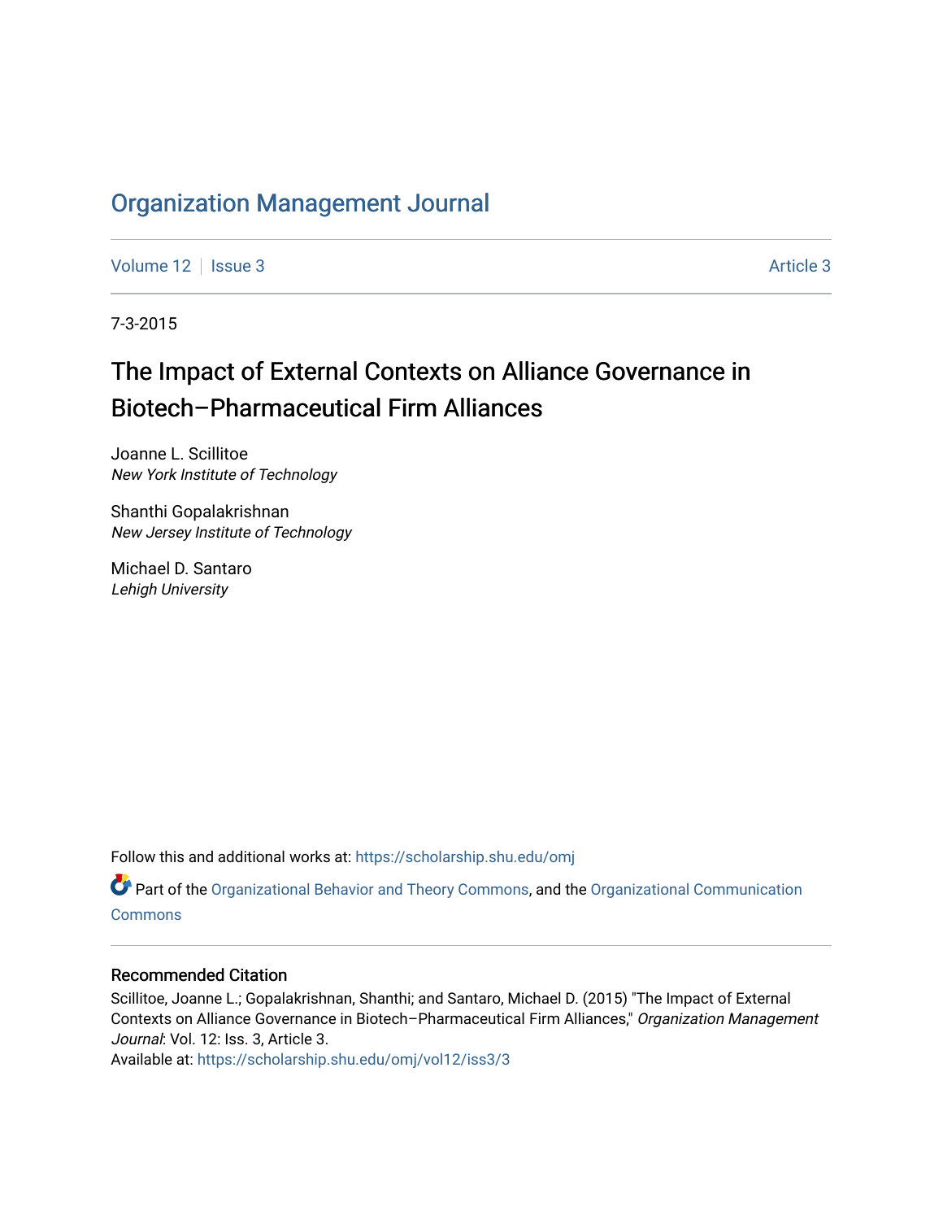# Organization Management Journal

Volume 12 | Issue 3 | Article 3

7-3-2015

## The Impact of External Contexts on Alliance Governance in Biotech–Pharmaceutical Firm Alliances

Joanne L. Scillitoe
*New York Institute of Technology*

Shanthi Gopalakrishnan
*New Jersey Institute of Technology*

Michael D. Santaro
*Lehigh University*

Follow this and additional works at: https://scholarship.shu.edu/omj

Part of the Organizational Behavior and Theory Commons, and the Organizational Communication Commons

### Recommended Citation

Scillitoe, Joanne L.; Gopalakrishnan, Shanthi; and Santaro, Michael D. (2015) "The Impact of External Contexts on Alliance Governance in Biotech–Pharmaceutical Firm Alliances," *Organization Management Journal*: Vol. 12: Iss. 3, Article 3.
Available at: https://scholarship.shu.edu/omj/vol12/iss3/3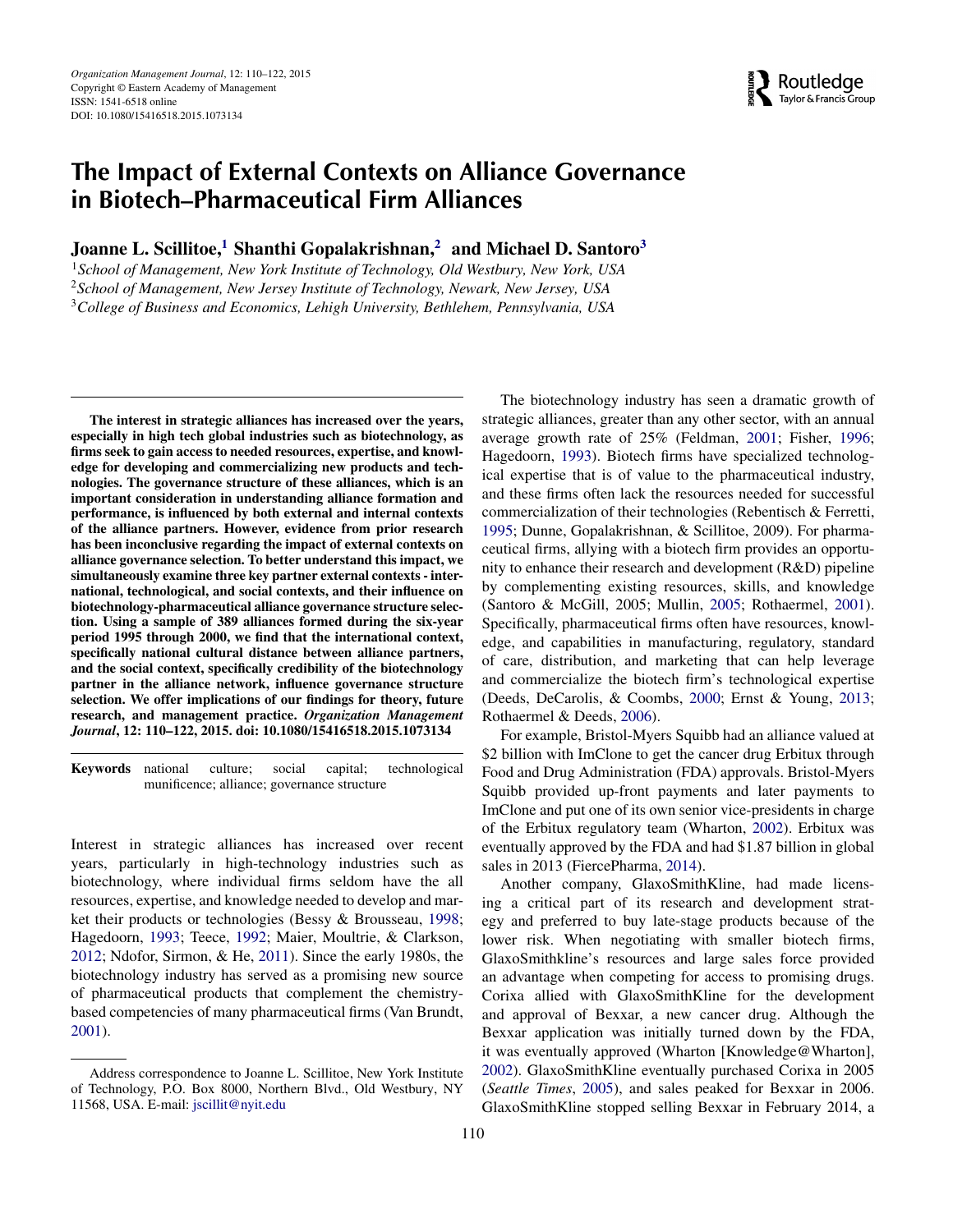# The Impact of External Contexts on Alliance Governance in Biotech–Pharmaceutical Firm Alliances

**Joanne L. Scillitoe,[1] Shanthi Gopalakrishnan,[2] and Michael D. Santoro[3]**

[1]*School of Management, New York Institute of Technology, Old Westbury, New York, USA*
[2]*School of Management, New Jersey Institute of Technology, Newark, New Jersey, USA*
[3]*College of Business and Economics, Lehigh University, Bethlehem, Pennsylvania, USA*

**The interest in strategic alliances has increased over the years, especially in high tech global industries such as biotechnology, as firms seek to gain access to needed resources, expertise, and knowledge for developing and commercializing new products and technologies. The governance structure of these alliances, which is an important consideration in understanding alliance formation and performance, is influenced by both external and internal contexts of the alliance partners. However, evidence from prior research has been inconclusive regarding the impact of external contexts on alliance governance selection. To better understand this impact, we simultaneously examine three key partner external contexts - international, technological, and social contexts, and their influence on biotechnology-pharmaceutical alliance governance structure selection. Using a sample of 389 alliances formed during the six-year period 1995 through 2000, we find that the international context, specifically national cultural distance between alliance partners, and the social context, specifically credibility of the biotechnology partner in the alliance network, influence governance structure selection. We offer implications of our findings for theory, future research, and management practice. *Organization Management Journal*, 12: 110–122, 2015. doi: 10.1080/15416518.2015.1073134**

**Keywords** national culture; social capital; technological munificence; alliance; governance structure

Interest in strategic alliances has increased over recent years, particularly in high-technology industries such as biotechnology, where individual firms seldom have the all resources, expertise, and knowledge needed to develop and market their products or technologies (Bessy & Brousseau, 1998; Hagedoorn, 1993; Teece, 1992; Maier, Moultrie, & Clarkson, 2012; Ndofor, Sirmon, & He, 2011). Since the early 1980s, the biotechnology industry has served as a promising new source of pharmaceutical products that complement the chemistry-based competencies of many pharmaceutical firms (Van Brundt, 2001).

The biotechnology industry has seen a dramatic growth of strategic alliances, greater than any other sector, with an annual average growth rate of 25% (Feldman, 2001; Fisher, 1996; Hagedoorn, 1993). Biotech firms have specialized technological expertise that is of value to the pharmaceutical industry, and these firms often lack the resources needed for successful commercialization of their technologies (Rebentisch & Ferretti, 1995; Dunne, Gopalakrishnan, & Scillitoe, 2009). For pharmaceutical firms, allying with a biotech firm provides an opportunity to enhance their research and development (R&D) pipeline by complementing existing resources, skills, and knowledge (Santoro & McGill, 2005; Mullin, 2005; Rothaermel, 2001). Specifically, pharmaceutical firms often have resources, knowledge, and capabilities in manufacturing, regulatory, standard of care, distribution, and marketing that can help leverage and commercialize the biotech firm's technological expertise (Deeds, DeCarolis, & Coombs, 2000; Ernst & Young, 2013; Rothaermel & Deeds, 2006).

For example, Bristol-Myers Squibb had an alliance valued at $2 billion with ImClone to get the cancer drug Erbitux through Food and Drug Administration (FDA) approvals. Bristol-Myers Squibb provided up-front payments and later payments to ImClone and put one of its own senior vice-presidents in charge of the Erbitux regulatory team (Wharton, 2002). Erbitux was eventually approved by the FDA and had $1.87 billion in global sales in 2013 (FiercePharma, 2014).

Another company, GlaxoSmithKline, had made licensing a critical part of its research and development strategy and preferred to buy late-stage products because of the lower risk. When negotiating with smaller biotech firms, GlaxoSmithkline's resources and large sales force provided an advantage when competing for access to promising drugs. Corixa allied with GlaxoSmithKline for the development and approval of Bexxar, a new cancer drug. Although the Bexxar application was initially turned down by the FDA, it was eventually approved (Wharton [Knowledge@Wharton], 2002). GlaxoSmithKline eventually purchased Corixa in 2005 (*Seattle Times*, 2005), and sales peaked for Bexxar in 2006. GlaxoSmithKline stopped selling Bexxar in February 2014, a

Address correspondence to Joanne L. Scillitoe, New York Institute of Technology, P.O. Box 8000, Northern Blvd., Old Westbury, NY 11568, USA. E-mail: jscillit@nyit.edu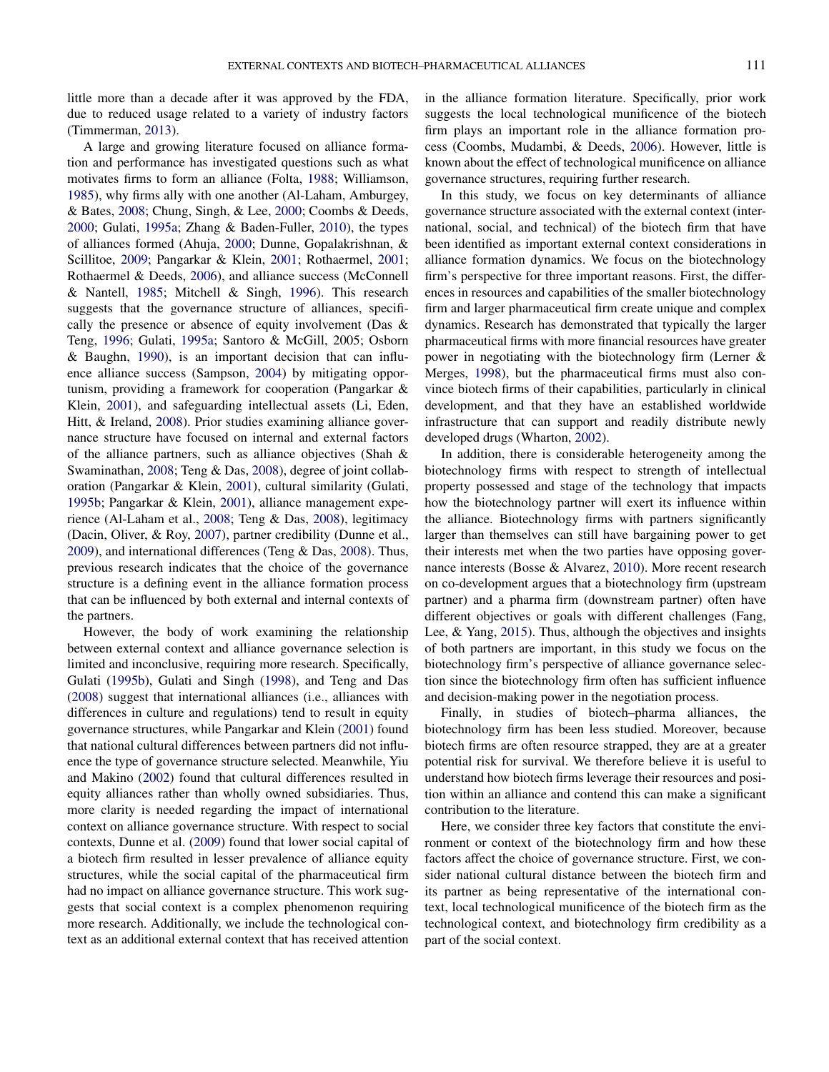little more than a decade after it was approved by the FDA, due to reduced usage related to a variety of industry factors (Timmerman, 2013).

A large and growing literature focused on alliance formation and performance has investigated questions such as what motivates firms to form an alliance (Folta, 1988; Williamson, 1985), why firms ally with one another (Al-Laham, Amburgey, & Bates, 2008; Chung, Singh, & Lee, 2000; Coombs & Deeds, 2000; Gulati, 1995a; Zhang & Baden-Fuller, 2010), the types of alliances formed (Ahuja, 2000; Dunne, Gopalakrishnan, & Scillitoe, 2009; Pangarkar & Klein, 2001; Rothaermel, 2001; Rothaermel & Deeds, 2006), and alliance success (McConnell & Nantell, 1985; Mitchell & Singh, 1996). This research suggests that the governance structure of alliances, specifically the presence or absence of equity involvement (Das & Teng, 1996; Gulati, 1995a; Santoro & McGill, 2005; Osborn & Baughn, 1990), is an important decision that can influence alliance success (Sampson, 2004) by mitigating opportunism, providing a framework for cooperation (Pangarkar & Klein, 2001), and safeguarding intellectual assets (Li, Eden, Hitt, & Ireland, 2008). Prior studies examining alliance governance structure have focused on internal and external factors of the alliance partners, such as alliance objectives (Shah & Swaminathan, 2008; Teng & Das, 2008), degree of joint collaboration (Pangarkar & Klein, 2001), cultural similarity (Gulati, 1995b; Pangarkar & Klein, 2001), alliance management experience (Al-Laham et al., 2008; Teng & Das, 2008), legitimacy (Dacin, Oliver, & Roy, 2007), partner credibility (Dunne et al., 2009), and international differences (Teng & Das, 2008). Thus, previous research indicates that the choice of the governance structure is a defining event in the alliance formation process that can be influenced by both external and internal contexts of the partners.

However, the body of work examining the relationship between external context and alliance governance selection is limited and inconclusive, requiring more research. Specifically, Gulati (1995b), Gulati and Singh (1998), and Teng and Das (2008) suggest that international alliances (i.e., alliances with differences in culture and regulations) tend to result in equity governance structures, while Pangarkar and Klein (2001) found that national cultural differences between partners did not influence the type of governance structure selected. Meanwhile, Yiu and Makino (2002) found that cultural differences resulted in equity alliances rather than wholly owned subsidiaries. Thus, more clarity is needed regarding the impact of international context on alliance governance structure. With respect to social contexts, Dunne et al. (2009) found that lower social capital of a biotech firm resulted in lesser prevalence of alliance equity structures, while the social capital of the pharmaceutical firm had no impact on alliance governance structure. This work suggests that social context is a complex phenomenon requiring more research. Additionally, we include the technological context as an additional external context that has received attention in the alliance formation literature. Specifically, prior work suggests the local technological munificence of the biotech firm plays an important role in the alliance formation process (Coombs, Mudambi, & Deeds, 2006). However, little is known about the effect of technological munificence on alliance governance structures, requiring further research.

In this study, we focus on key determinants of alliance governance structure associated with the external context (international, social, and technical) of the biotech firm that have been identified as important external context considerations in alliance formation dynamics. We focus on the biotechnology firm's perspective for three important reasons. First, the differences in resources and capabilities of the smaller biotechnology firm and larger pharmaceutical firm create unique and complex dynamics. Research has demonstrated that typically the larger pharmaceutical firms with more financial resources have greater power in negotiating with the biotechnology firm (Lerner & Merges, 1998), but the pharmaceutical firms must also convince biotech firms of their capabilities, particularly in clinical development, and that they have an established worldwide infrastructure that can support and readily distribute newly developed drugs (Wharton, 2002).

In addition, there is considerable heterogeneity among the biotechnology firms with respect to strength of intellectual property possessed and stage of the technology that impacts how the biotechnology partner will exert its influence within the alliance. Biotechnology firms with partners significantly larger than themselves can still have bargaining power to get their interests met when the two parties have opposing governance interests (Bosse & Alvarez, 2010). More recent research on co-development argues that a biotechnology firm (upstream partner) and a pharma firm (downstream partner) often have different objectives or goals with different challenges (Fang, Lee, & Yang, 2015). Thus, although the objectives and insights of both partners are important, in this study we focus on the biotechnology firm's perspective of alliance governance selection since the biotechnology firm often has sufficient influence and decision-making power in the negotiation process.

Finally, in studies of biotech–pharma alliances, the biotechnology firm has been less studied. Moreover, because biotech firms are often resource strapped, they are at a greater potential risk for survival. We therefore believe it is useful to understand how biotech firms leverage their resources and position within an alliance and contend this can make a significant contribution to the literature.

Here, we consider three key factors that constitute the environment or context of the biotechnology firm and how these factors affect the choice of governance structure. First, we consider national cultural distance between the biotech firm and its partner as being representative of the international context, local technological munificence of the biotech firm as the technological context, and biotechnology firm credibility as a part of the social context.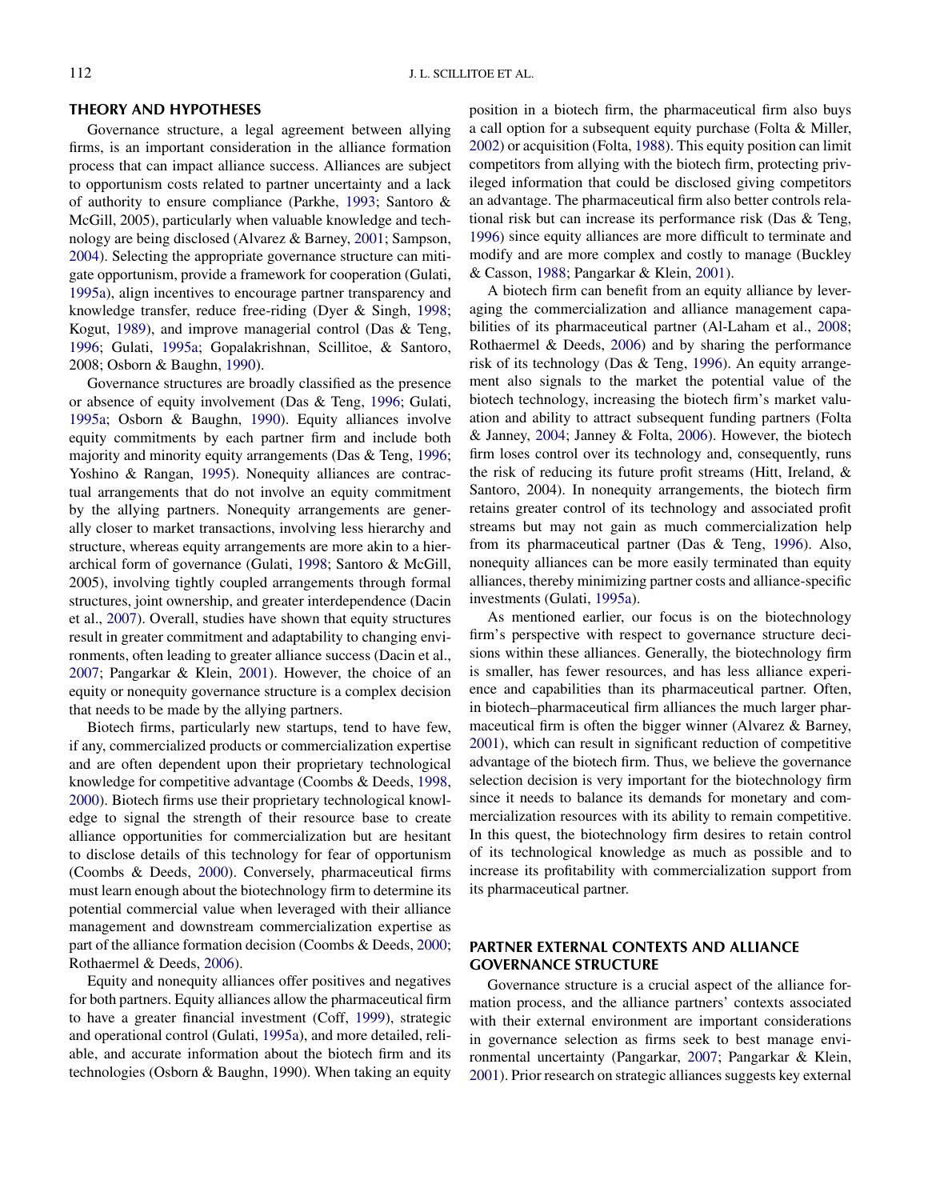## THEORY AND HYPOTHESES

Governance structure, a legal agreement between allying firms, is an important consideration in the alliance formation process that can impact alliance success. Alliances are subject to opportunism costs related to partner uncertainty and a lack of authority to ensure compliance (Parkhe, 1993; Santoro & McGill, 2005), particularly when valuable knowledge and technology are being disclosed (Alvarez & Barney, 2001; Sampson, 2004). Selecting the appropriate governance structure can mitigate opportunism, provide a framework for cooperation (Gulati, 1995a), align incentives to encourage partner transparency and knowledge transfer, reduce free-riding (Dyer & Singh, 1998; Kogut, 1989), and improve managerial control (Das & Teng, 1996; Gulati, 1995a; Gopalakrishnan, Scillitoe, & Santoro, 2008; Osborn & Baughn, 1990).

Governance structures are broadly classified as the presence or absence of equity involvement (Das & Teng, 1996; Gulati, 1995a; Osborn & Baughn, 1990). Equity alliances involve equity commitments by each partner firm and include both majority and minority equity arrangements (Das & Teng, 1996; Yoshino & Rangan, 1995). Nonequity alliances are contractual arrangements that do not involve an equity commitment by the allying partners. Nonequity arrangements are generally closer to market transactions, involving less hierarchy and structure, whereas equity arrangements are more akin to a hierarchical form of governance (Gulati, 1998; Santoro & McGill, 2005), involving tightly coupled arrangements through formal structures, joint ownership, and greater interdependence (Dacin et al., 2007). Overall, studies have shown that equity structures result in greater commitment and adaptability to changing environments, often leading to greater alliance success (Dacin et al., 2007; Pangarkar & Klein, 2001). However, the choice of an equity or nonequity governance structure is a complex decision that needs to be made by the allying partners.

Biotech firms, particularly new startups, tend to have few, if any, commercialized products or commercialization expertise and are often dependent upon their proprietary technological knowledge for competitive advantage (Coombs & Deeds, 1998, 2000). Biotech firms use their proprietary technological knowledge to signal the strength of their resource base to create alliance opportunities for commercialization but are hesitant to disclose details of this technology for fear of opportunism (Coombs & Deeds, 2000). Conversely, pharmaceutical firms must learn enough about the biotechnology firm to determine its potential commercial value when leveraged with their alliance management and downstream commercialization expertise as part of the alliance formation decision (Coombs & Deeds, 2000; Rothaermel & Deeds, 2006).

Equity and nonequity alliances offer positives and negatives for both partners. Equity alliances allow the pharmaceutical firm to have a greater financial investment (Coff, 1999), strategic and operational control (Gulati, 1995a), and more detailed, reliable, and accurate information about the biotech firm and its technologies (Osborn & Baughn, 1990). When taking an equity position in a biotech firm, the pharmaceutical firm also buys a call option for a subsequent equity purchase (Folta & Miller, 2002) or acquisition (Folta, 1988). This equity position can limit competitors from allying with the biotech firm, protecting privileged information that could be disclosed giving competitors an advantage. The pharmaceutical firm also better controls relational risk but can increase its performance risk (Das & Teng, 1996) since equity alliances are more difficult to terminate and modify and are more complex and costly to manage (Buckley & Casson, 1988; Pangarkar & Klein, 2001).

A biotech firm can benefit from an equity alliance by leveraging the commercialization and alliance management capabilities of its pharmaceutical partner (Al-Laham et al., 2008; Rothaermel & Deeds, 2006) and by sharing the performance risk of its technology (Das & Teng, 1996). An equity arrangement also signals to the market the potential value of the biotech technology, increasing the biotech firm's market valuation and ability to attract subsequent funding partners (Folta & Janney, 2004; Janney & Folta, 2006). However, the biotech firm loses control over its technology and, consequently, runs the risk of reducing its future profit streams (Hitt, Ireland, & Santoro, 2004). In nonequity arrangements, the biotech firm retains greater control of its technology and associated profit streams but may not gain as much commercialization help from its pharmaceutical partner (Das & Teng, 1996). Also, nonequity alliances can be more easily terminated than equity alliances, thereby minimizing partner costs and alliance-specific investments (Gulati, 1995a).

As mentioned earlier, our focus is on the biotechnology firm's perspective with respect to governance structure decisions within these alliances. Generally, the biotechnology firm is smaller, has fewer resources, and has less alliance experience and capabilities than its pharmaceutical partner. Often, in biotech–pharmaceutical firm alliances the much larger pharmaceutical firm is often the bigger winner (Alvarez & Barney, 2001), which can result in significant reduction of competitive advantage of the biotech firm. Thus, we believe the governance selection decision is very important for the biotechnology firm since it needs to balance its demands for monetary and commercialization resources with its ability to remain competitive. In this quest, the biotechnology firm desires to retain control of its technological knowledge as much as possible and to increase its profitability with commercialization support from its pharmaceutical partner.

## PARTNER EXTERNAL CONTEXTS AND ALLIANCE GOVERNANCE STRUCTURE

Governance structure is a crucial aspect of the alliance formation process, and the alliance partners' contexts associated with their external environment are important considerations in governance selection as firms seek to best manage environmental uncertainty (Pangarkar, 2007; Pangarkar & Klein, 2001). Prior research on strategic alliances suggests key external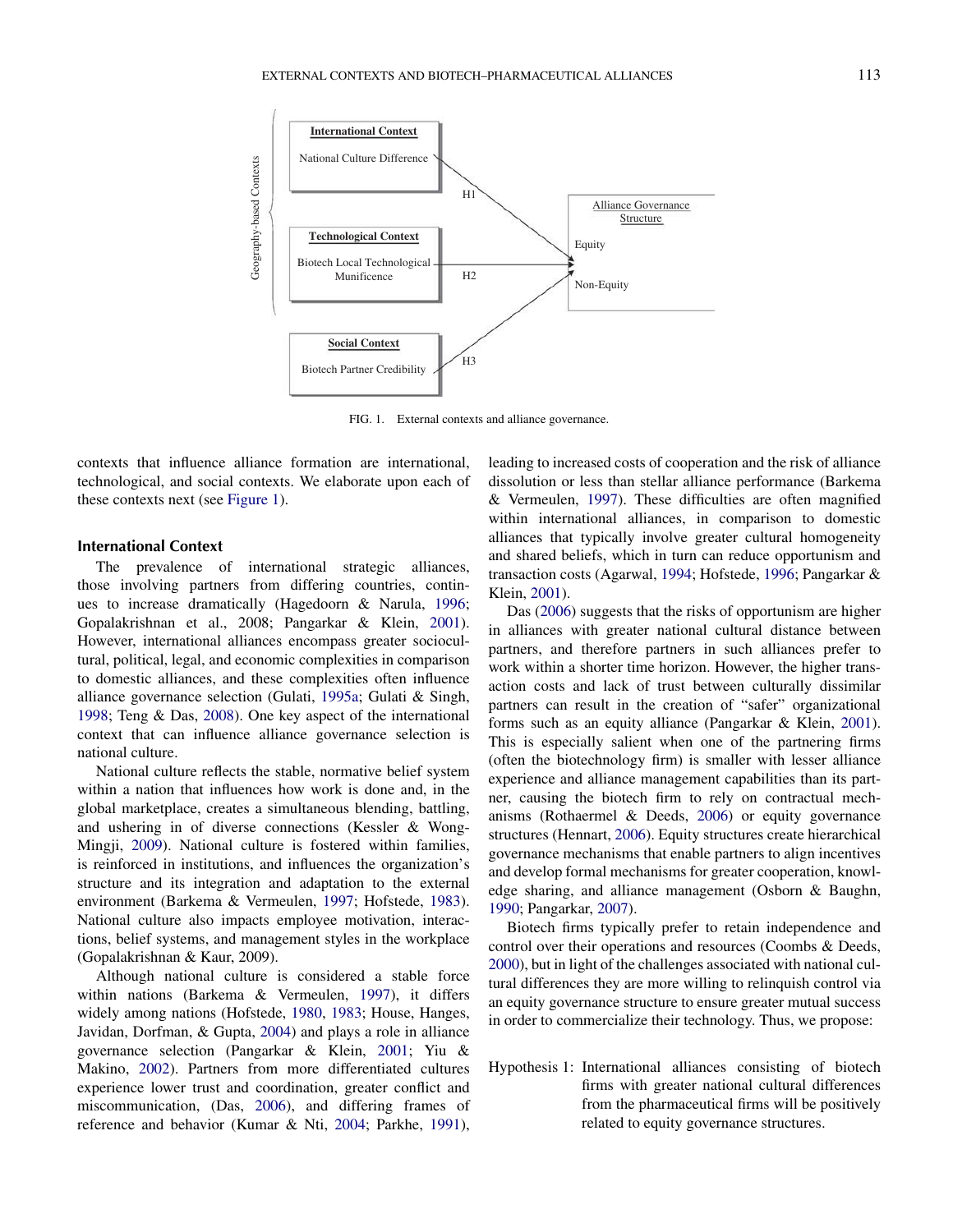FIG. 1. External contexts and alliance governance.

contexts that influence alliance formation are international, technological, and social contexts. We elaborate upon each of these contexts next (see Figure 1).

### International Context

The prevalence of international strategic alliances, those involving partners from differing countries, continues to increase dramatically (Hagedoorn & Narula, 1996; Gopalakrishnan et al., 2008; Pangarkar & Klein, 2001). However, international alliances encompass greater sociocultural, political, legal, and economic complexities in comparison to domestic alliances, and these complexities often influence alliance governance selection (Gulati, 1995a; Gulati & Singh, 1998; Teng & Das, 2008). One key aspect of the international context that can influence alliance governance selection is national culture.

National culture reflects the stable, normative belief system within a nation that influences how work is done and, in the global marketplace, creates a simultaneous blending, battling, and ushering in of diverse connections (Kessler & Wong-Mingji, 2009). National culture is fostered within families, is reinforced in institutions, and influences the organization's structure and its integration and adaptation to the external environment (Barkema & Vermeulen, 1997; Hofstede, 1983). National culture also impacts employee motivation, interactions, belief systems, and management styles in the workplace (Gopalakrishnan & Kaur, 2009).

Although national culture is considered a stable force within nations (Barkema & Vermeulen, 1997), it differs widely among nations (Hofstede, 1980, 1983; House, Hanges, Javidan, Dorfman, & Gupta, 2004) and plays a role in alliance governance selection (Pangarkar & Klein, 2001; Yiu & Makino, 2002). Partners from more differentiated cultures experience lower trust and coordination, greater conflict and miscommunication, (Das, 2006), and differing frames of reference and behavior (Kumar & Nti, 2004; Parkhe, 1991), leading to increased costs of cooperation and the risk of alliance dissolution or less than stellar alliance performance (Barkema & Vermeulen, 1997). These difficulties are often magnified within international alliances, in comparison to domestic alliances that typically involve greater cultural homogeneity and shared beliefs, which in turn can reduce opportunism and transaction costs (Agarwal, 1994; Hofstede, 1996; Pangarkar & Klein, 2001).

Das (2006) suggests that the risks of opportunism are higher in alliances with greater national cultural distance between partners, and therefore partners in such alliances prefer to work within a shorter time horizon. However, the higher transaction costs and lack of trust between culturally dissimilar partners can result in the creation of "safer" organizational forms such as an equity alliance (Pangarkar & Klein, 2001). This is especially salient when one of the partnering firms (often the biotechnology firm) is smaller with lesser alliance experience and alliance management capabilities than its partner, causing the biotech firm to rely on contractual mechanisms (Rothaermel & Deeds, 2006) or equity governance structures (Hennart, 2006). Equity structures create hierarchical governance mechanisms that enable partners to align incentives and develop formal mechanisms for greater cooperation, knowledge sharing, and alliance management (Osborn & Baughn, 1990; Pangarkar, 2007).

Biotech firms typically prefer to retain independence and control over their operations and resources (Coombs & Deeds, 2000), but in light of the challenges associated with national cultural differences they are more willing to relinquish control via an equity governance structure to ensure greater mutual success in order to commercialize their technology. Thus, we propose:

Hypothesis 1: International alliances consisting of biotech firms with greater national cultural differences from the pharmaceutical firms will be positively related to equity governance structures.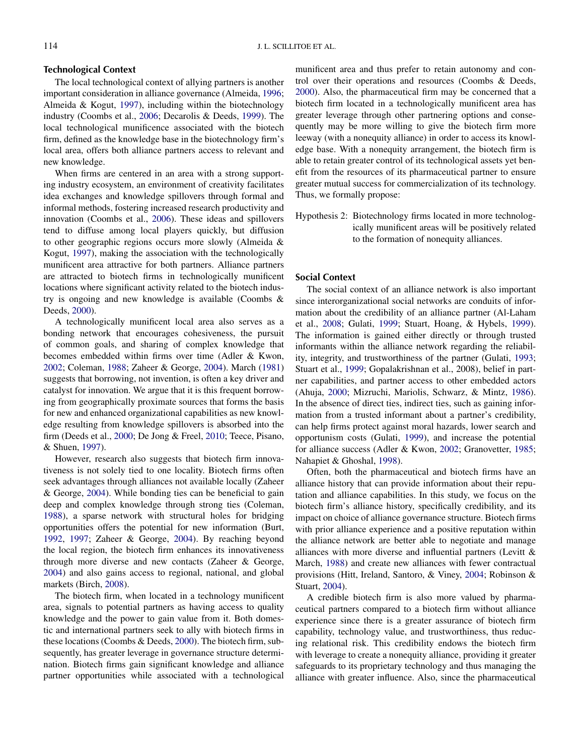## Technological Context

The local technological context of allying partners is another important consideration in alliance governance (Almeida, 1996; Almeida & Kogut, 1997), including within the biotechnology industry (Coombs et al., 2006; Decarolis & Deeds, 1999). The local technological munificence associated with the biotech firm, defined as the knowledge base in the biotechnology firm's local area, offers both alliance partners access to relevant and new knowledge.

When firms are centered in an area with a strong supporting industry ecosystem, an environment of creativity facilitates idea exchanges and knowledge spillovers through formal and informal methods, fostering increased research productivity and innovation (Coombs et al., 2006). These ideas and spillovers tend to diffuse among local players quickly, but diffusion to other geographic regions occurs more slowly (Almeida & Kogut, 1997), making the association with the technologically munificent area attractive for both partners. Alliance partners are attracted to biotech firms in technologically munificent locations where significant activity related to the biotech industry is ongoing and new knowledge is available (Coombs & Deeds, 2000).

A technologically munificent local area also serves as a bonding network that encourages cohesiveness, the pursuit of common goals, and sharing of complex knowledge that becomes embedded within firms over time (Adler & Kwon, 2002; Coleman, 1988; Zaheer & George, 2004). March (1981) suggests that borrowing, not invention, is often a key driver and catalyst for innovation. We argue that it is this frequent borrowing from geographically proximate sources that forms the basis for new and enhanced organizational capabilities as new knowledge resulting from knowledge spillovers is absorbed into the firm (Deeds et al., 2000; De Jong & Freel, 2010; Teece, Pisano, & Shuen, 1997).

However, research also suggests that biotech firm innovativeness is not solely tied to one locality. Biotech firms often seek advantages through alliances not available locally (Zaheer & George, 2004). While bonding ties can be beneficial to gain deep and complex knowledge through strong ties (Coleman, 1988), a sparse network with structural holes for bridging opportunities offers the potential for new information (Burt, 1992, 1997; Zaheer & George, 2004). By reaching beyond the local region, the biotech firm enhances its innovativeness through more diverse and new contacts (Zaheer & George, 2004) and also gains access to regional, national, and global markets (Birch, 2008).

The biotech firm, when located in a technology munificent area, signals to potential partners as having access to quality knowledge and the power to gain value from it. Both domestic and international partners seek to ally with biotech firms in these locations (Coombs & Deeds, 2000). The biotech firm, subsequently, has greater leverage in governance structure determination. Biotech firms gain significant knowledge and alliance partner opportunities while associated with a technological munificent area and thus prefer to retain autonomy and control over their operations and resources (Coombs & Deeds, 2000). Also, the pharmaceutical firm may be concerned that a biotech firm located in a technologically munificent area has greater leverage through other partnering options and consequently may be more willing to give the biotech firm more leeway (with a nonequity alliance) in order to access its knowledge base. With a nonequity arrangement, the biotech firm is able to retain greater control of its technological assets yet benefit from the resources of its pharmaceutical partner to ensure greater mutual success for commercialization of its technology. Thus, we formally propose:

Hypothesis 2: Biotechnology firms located in more technologically munificent areas will be positively related to the formation of nonequity alliances.

## Social Context

The social context of an alliance network is also important since interorganizational social networks are conduits of information about the credibility of an alliance partner (Al-Laham et al., 2008; Gulati, 1999; Stuart, Hoang, & Hybels, 1999). The information is gained either directly or through trusted informants within the alliance network regarding the reliability, integrity, and trustworthiness of the partner (Gulati, 1993; Stuart et al., 1999; Gopalakrishnan et al., 2008), belief in partner capabilities, and partner access to other embedded actors (Ahuja, 2000; Mizruchi, Mariolis, Schwarz, & Mintz, 1986). In the absence of direct ties, indirect ties, such as gaining information from a trusted informant about a partner's credibility, can help firms protect against moral hazards, lower search and opportunism costs (Gulati, 1999), and increase the potential for alliance success (Adler & Kwon, 2002; Granovetter, 1985; Nahapiet & Ghoshal, 1998).

Often, both the pharmaceutical and biotech firms have an alliance history that can provide information about their reputation and alliance capabilities. In this study, we focus on the biotech firm's alliance history, specifically credibility, and its impact on choice of alliance governance structure. Biotech firms with prior alliance experience and a positive reputation within the alliance network are better able to negotiate and manage alliances with more diverse and influential partners (Levitt & March, 1988) and create new alliances with fewer contractual provisions (Hitt, Ireland, Santoro, & Viney, 2004; Robinson & Stuart, 2004).

A credible biotech firm is also more valued by pharmaceutical partners compared to a biotech firm without alliance experience since there is a greater assurance of biotech firm capability, technology value, and trustworthiness, thus reducing relational risk. This credibility endows the biotech firm with leverage to create a nonequity alliance, providing it greater safeguards to its proprietary technology and thus managing the alliance with greater influence. Also, since the pharmaceutical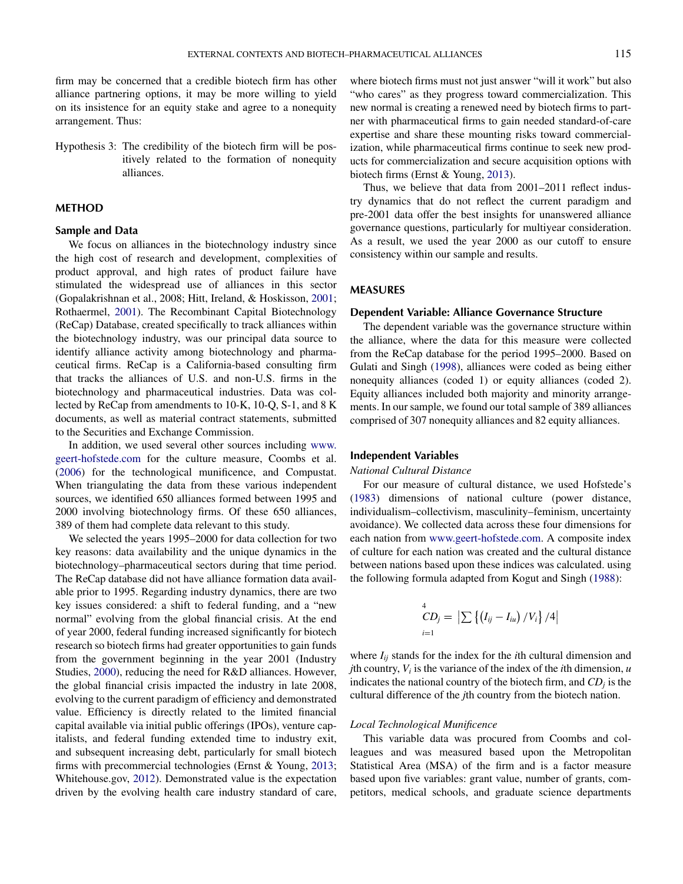firm may be concerned that a credible biotech firm has other alliance partnering options, it may be more willing to yield on its insistence for an equity stake and agree to a nonequity arrangement. Thus:

Hypothesis 3: The credibility of the biotech firm will be positively related to the formation of nonequity alliances.

## METHOD

### Sample and Data

We focus on alliances in the biotechnology industry since the high cost of research and development, complexities of product approval, and high rates of product failure have stimulated the widespread use of alliances in this sector (Gopalakrishnan et al., 2008; Hitt, Ireland, & Hoskisson, 2001; Rothaermel, 2001). The Recombinant Capital Biotechnology (ReCap) Database, created specifically to track alliances within the biotechnology industry, was our principal data source to identify alliance activity among biotechnology and pharmaceutical firms. ReCap is a California-based consulting firm that tracks the alliances of U.S. and non-U.S. firms in the biotechnology and pharmaceutical industries. Data was collected by ReCap from amendments to 10-K, 10-Q, S-1, and 8 K documents, as well as material contract statements, submitted to the Securities and Exchange Commission.

In addition, we used several other sources including www.geert-hofstede.com for the culture measure, Coombs et al. (2006) for the technological munificence, and Compustat. When triangulating the data from these various independent sources, we identified 650 alliances formed between 1995 and 2000 involving biotechnology firms. Of these 650 alliances, 389 of them had complete data relevant to this study.

We selected the years 1995–2000 for data collection for two key reasons: data availability and the unique dynamics in the biotechnology–pharmaceutical sectors during that time period. The ReCap database did not have alliance formation data available prior to 1995. Regarding industry dynamics, there are two key issues considered: a shift to federal funding, and a "new normal" evolving from the global financial crisis. At the end of year 2000, federal funding increased significantly for biotech research so biotech firms had greater opportunities to gain funds from the government beginning in the year 2001 (Industry Studies, 2000), reducing the need for R&D alliances. However, the global financial crisis impacted the industry in late 2008, evolving to the current paradigm of efficiency and demonstrated value. Efficiency is directly related to the limited financial capital available via initial public offerings (IPOs), venture capitalists, and federal funding extended time to industry exit, and subsequent increasing debt, particularly for small biotech firms with precommercial technologies (Ernst & Young, 2013; Whitehouse.gov, 2012). Demonstrated value is the expectation driven by the evolving health care industry standard of care, where biotech firms must not just answer "will it work" but also "who cares" as they progress toward commercialization. This new normal is creating a renewed need by biotech firms to partner with pharmaceutical firms to gain needed standard-of-care expertise and share these mounting risks toward commercialization, while pharmaceutical firms continue to seek new products for commercialization and secure acquisition options with biotech firms (Ernst & Young, 2013).

Thus, we believe that data from 2001–2011 reflect industry dynamics that do not reflect the current paradigm and pre-2001 data offer the best insights for unanswered alliance governance questions, particularly for multiyear consideration. As a result, we used the year 2000 as our cutoff to ensure consistency within our sample and results.

## MEASURES

### Dependent Variable: Alliance Governance Structure

The dependent variable was the governance structure within the alliance, where the data for this measure were collected from the ReCap database for the period 1995–2000. Based on Gulati and Singh (1998), alliances were coded as being either nonequity alliances (coded 1) or equity alliances (coded 2). Equity alliances included both majority and minority arrangements. In our sample, we found our total sample of 389 alliances comprised of 307 nonequity alliances and 82 equity alliances.

### Independent Variables

*National Cultural Distance*

For our measure of cultural distance, we used Hofstede's (1983) dimensions of national culture (power distance, individualism–collectivism, masculinity–feminism, uncertainty avoidance). We collected data across these four dimensions for each nation from www.geert-hofstede.com. A composite index of culture for each nation was created and the cultural distance between nations based upon these indices was calculated. using the following formula adapted from Kogut and Singh (1988):

$$CD_j = \left| \sum_{i=1}^{4} \left\{ \left( I_{ij} - I_{iu} \right) / V_i \right\} / 4 \right|$$

where $I_{ij}$ stands for the index for the $i$th cultural dimension and $j$th country, $V_i$ is the variance of the index of the $i$th dimension, $u$ indicates the national country of the biotech firm, and $CD_j$ is the cultural difference of the $j$th country from the biotech nation.

*Local Technological Munificence*

This variable data was procured from Coombs and colleagues and was measured based upon the Metropolitan Statistical Area (MSA) of the firm and is a factor measure based upon five variables: grant value, number of grants, competitors, medical schools, and graduate science departments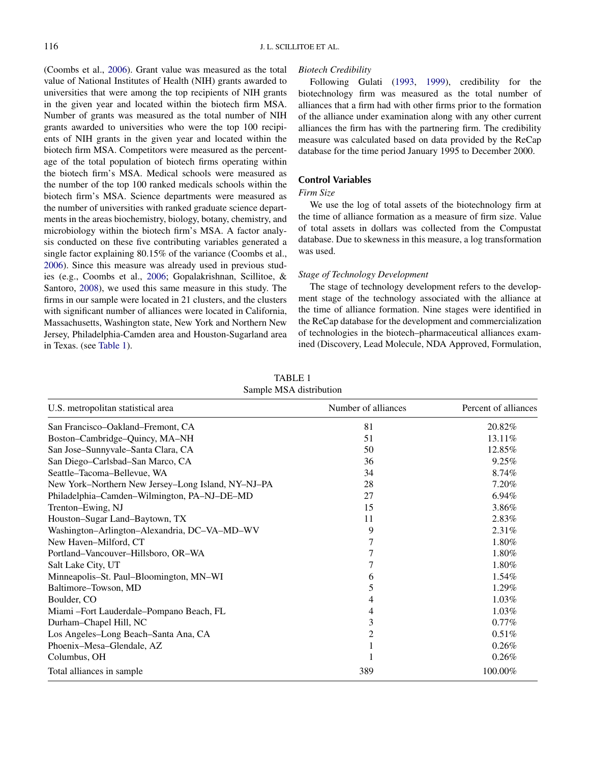(Coombs et al., 2006). Grant value was measured as the total value of National Institutes of Health (NIH) grants awarded to universities that were among the top recipients of NIH grants in the given year and located within the biotech firm MSA. Number of grants was measured as the total number of NIH grants awarded to universities who were the top 100 recipients of NIH grants in the given year and located within the biotech firm MSA. Competitors were measured as the percentage of the total population of biotech firms operating within the biotech firm's MSA. Medical schools were measured as the number of the top 100 ranked medicals schools within the biotech firm's MSA. Science departments were measured as the number of universities with ranked graduate science departments in the areas biochemistry, biology, botany, chemistry, and microbiology within the biotech firm's MSA. A factor analysis conducted on these five contributing variables generated a single factor explaining 80.15% of the variance (Coombs et al., 2006). Since this measure was already used in previous studies (e.g., Coombs et al., 2006; Gopalakrishnan, Scillitoe, & Santoro, 2008), we used this same measure in this study. The firms in our sample were located in 21 clusters, and the clusters with significant number of alliances were located in California, Massachusetts, Washington state, New York and Northern New Jersey, Philadelphia-Camden area and Houston-Sugarland area in Texas. (see Table 1).

*Biotech Credibility*

Following Gulati (1993, 1999), credibility for the biotechnology firm was measured as the total number of alliances that a firm had with other firms prior to the formation of the alliance under examination along with any other current alliances the firm has with the partnering firm. The credibility measure was calculated based on data provided by the ReCap database for the time period January 1995 to December 2000.

## Control Variables

*Firm Size*

We use the log of total assets of the biotechnology firm at the time of alliance formation as a measure of firm size. Value of total assets in dollars was collected from the Compustat database. Due to skewness in this measure, a log transformation was used.

*Stage of Technology Development*

The stage of technology development refers to the development stage of the technology associated with the alliance at the time of alliance formation. Nine stages were identified in the ReCap database for the development and commercialization of technologies in the biotech–pharmaceutical alliances examined (Discovery, Lead Molecule, NDA Approved, Formulation,

TABLE 1
Sample MSA distribution

| U.S. metropolitan statistical area | Number of alliances | Percent of alliances |
|---|---|---|
| San Francisco–Oakland–Fremont, CA | 81 | 20.82% |
| Boston–Cambridge–Quincy, MA–NH | 51 | 13.11% |
| San Jose–Sunnyvale–Santa Clara, CA | 50 | 12.85% |
| San Diego–Carlsbad–San Marco, CA | 36 | 9.25% |
| Seattle–Tacoma–Bellevue, WA | 34 | 8.74% |
| New York–Northern New Jersey–Long Island, NY–NJ–PA | 28 | 7.20% |
| Philadelphia–Camden–Wilmington, PA–NJ–DE–MD | 27 | 6.94% |
| Trenton–Ewing, NJ | 15 | 3.86% |
| Houston–Sugar Land–Baytown, TX | 11 | 2.83% |
| Washington–Arlington–Alexandria, DC–VA–MD–WV | 9 | 2.31% |
| New Haven–Milford, CT | 7 | 1.80% |
| Portland–Vancouver–Hillsboro, OR–WA | 7 | 1.80% |
| Salt Lake City, UT | 7 | 1.80% |
| Minneapolis–St. Paul–Bloomington, MN–WI | 6 | 1.54% |
| Baltimore–Towson, MD | 5 | 1.29% |
| Boulder, CO | 4 | 1.03% |
| Miami –Fort Lauderdale–Pompano Beach, FL | 4 | 1.03% |
| Durham–Chapel Hill, NC | 3 | 0.77% |
| Los Angeles–Long Beach–Santa Ana, CA | 2 | 0.51% |
| Phoenix–Mesa–Glendale, AZ | 1 | 0.26% |
| Columbus, OH | 1 | 0.26% |
| Total alliances in sample | 389 | 100.00% |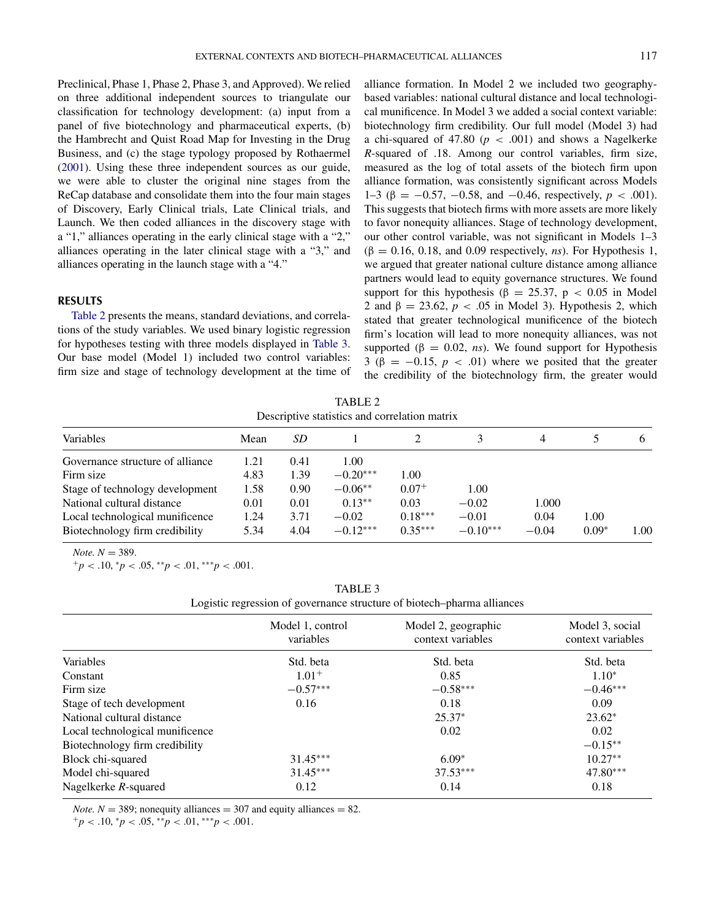Preclinical, Phase 1, Phase 2, Phase 3, and Approved). We relied on three additional independent sources to triangulate our classification for technology development: (a) input from a panel of five biotechnology and pharmaceutical experts, (b) the Hambrecht and Quist Road Map for Investing in the Drug Business, and (c) the stage typology proposed by Rothaermel (2001). Using these three independent sources as our guide, we were able to cluster the original nine stages from the ReCap database and consolidate them into the four main stages of Discovery, Early Clinical trials, Late Clinical trials, and Launch. We then coded alliances in the discovery stage with a "1," alliances operating in the early clinical stage with a "2," alliances operating in the later clinical stage with a "3," and alliances operating in the launch stage with a "4."

## RESULTS

Table 2 presents the means, standard deviations, and correlations of the study variables. We used binary logistic regression for hypotheses testing with three models displayed in Table 3. Our base model (Model 1) included two control variables: firm size and stage of technology development at the time of alliance formation. In Model 2 we included two geography-based variables: national cultural distance and local technological munificence. In Model 3 we added a social context variable: biotechnology firm credibility. Our full model (Model 3) had a chi-squared of 47.80 ($p < .001$) and shows a Nagelkerke $R$-squared of .18. Among our control variables, firm size, measured as the log of total assets of the biotech firm upon alliance formation, was consistently significant across Models 1–3 ($\beta = -0.57$, $-0.58$, and $-0.46$, respectively, $p < .001$). This suggests that biotech firms with more assets are more likely to favor nonequity alliances. Stage of technology development, our other control variable, was not significant in Models 1–3 ($\beta = 0.16$, 0.18, and 0.09 respectively, *ns*). For Hypothesis 1, we argued that greater national culture distance among alliance partners would lead to equity governance structures. We found support for this hypothesis ($\beta = 25.37$, $p < 0.05$ in Model 2 and $\beta = 23.62$, $p < .05$ in Model 3). Hypothesis 2, which stated that greater technological munificence of the biotech firm's location will lead to more nonequity alliances, was not supported ($\beta = 0.02$, *ns*). We found support for Hypothesis 3 ($\beta = -0.15$, $p < .01$) where we posited that the greater the credibility of the biotechnology firm, the greater would

TABLE 2
Descriptive statistics and correlation matrix

| Variables | Mean | *SD* | 1 | 2 | 3 | 4 | 5 | 6 |
|---|---|---|---|---|---|---|---|---|
| Governance structure of alliance | 1.21 | 0.41 | 1.00 | | | | | |
| Firm size | 4.83 | 1.39 | $-0.20^{***}$ | 1.00 | | | | |
| Stage of technology development | 1.58 | 0.90 | $-0.06^{**}$ | $0.07^{+}$ | 1.00 | | | |
| National cultural distance | 0.01 | 0.01 | $0.13^{**}$ | 0.03 | $-0.02$ | 1.000 | | |
| Local technological munificence | 1.24 | 3.71 | $-0.02$ | $0.18^{***}$ | $-0.01$ | 0.04 | 1.00 | |
| Biotechnology firm credibility | 5.34 | 4.04 | $-0.12^{***}$ | $0.35^{***}$ | $-0.10^{***}$ | $-0.04$ | $0.09^{*}$ | 1.00 |

*Note.* $N = 389$.
$^{+}p < .10$, $^{*}p < .05$, $^{**}p < .01$, $^{***}p < .001$.

TABLE 3
Logistic regression of governance structure of biotech–pharma alliances

| | Model 1, control variables | Model 2, geographic context variables | Model 3, social context variables |
|---|---|---|---|
| Variables | Std. beta | Std. beta | Std. beta |
| Constant | $1.01^{+}$ | 0.85 | $1.10^{*}$ |
| Firm size | $-0.57^{***}$ | $-0.58^{***}$ | $-0.46^{***}$ |
| Stage of tech development | 0.16 | 0.18 | 0.09 |
| National cultural distance | | $25.37^{*}$ | $23.62^{*}$ |
| Local technological munificence | | 0.02 | 0.02 |
| Biotechnology firm credibility | | | $-0.15^{**}$ |
| Block chi-squared | $31.45^{***}$ | $6.09^{*}$ | $10.27^{**}$ |
| Model chi-squared | $31.45^{***}$ | $37.53^{***}$ | $47.80^{***}$ |
| Nagelkerke $R$-squared | 0.12 | 0.14 | 0.18 |

*Note.* $N = 389$; nonequity alliances = 307 and equity alliances = 82.
$^{+}p < .10$, $^{*}p < .05$, $^{**}p < .01$, $^{***}p < .001$.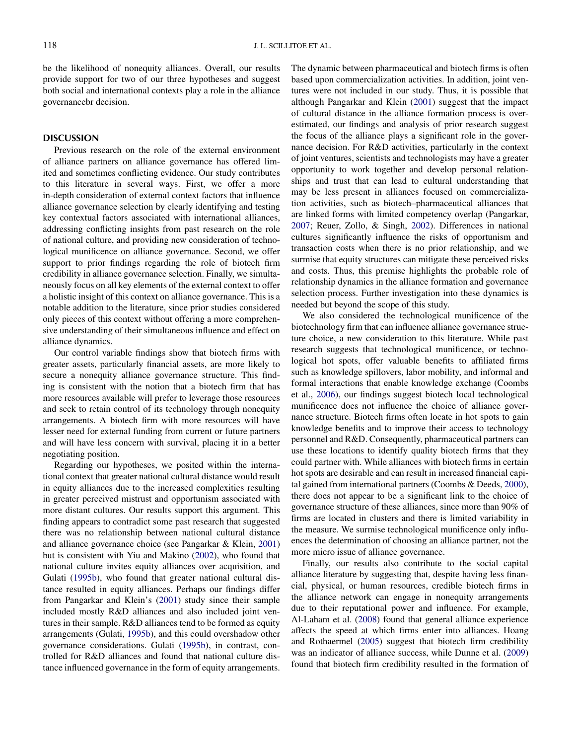be the likelihood of nonequity alliances. Overall, our results provide support for two of our three hypotheses and suggest both social and international contexts play a role in the alliance governancebr decision.

## DISCUSSION

Previous research on the role of the external environment of alliance partners on alliance governance has offered limited and sometimes conflicting evidence. Our study contributes to this literature in several ways. First, we offer a more in-depth consideration of external context factors that influence alliance governance selection by clearly identifying and testing key contextual factors associated with international alliances, addressing conflicting insights from past research on the role of national culture, and providing new consideration of technological munificence on alliance governance. Second, we offer support to prior findings regarding the role of biotech firm credibility in alliance governance selection. Finally, we simultaneously focus on all key elements of the external context to offer a holistic insight of this context on alliance governance. This is a notable addition to the literature, since prior studies considered only pieces of this context without offering a more comprehensive understanding of their simultaneous influence and effect on alliance dynamics.

Our control variable findings show that biotech firms with greater assets, particularly financial assets, are more likely to secure a nonequity alliance governance structure. This finding is consistent with the notion that a biotech firm that has more resources available will prefer to leverage those resources and seek to retain control of its technology through nonequity arrangements. A biotech firm with more resources will have lesser need for external funding from current or future partners and will have less concern with survival, placing it in a better negotiating position.

Regarding our hypotheses, we posited within the international context that greater national cultural distance would result in equity alliances due to the increased complexities resulting in greater perceived mistrust and opportunism associated with more distant cultures. Our results support this argument. This finding appears to contradict some past research that suggested there was no relationship between national cultural distance and alliance governance choice (see Pangarkar & Klein, 2001) but is consistent with Yiu and Makino (2002), who found that national culture invites equity alliances over acquisition, and Gulati (1995b), who found that greater national cultural distance resulted in equity alliances. Perhaps our findings differ from Pangarkar and Klein's (2001) study since their sample included mostly R&D alliances and also included joint ventures in their sample. R&D alliances tend to be formed as equity arrangements (Gulati, 1995b), and this could overshadow other governance considerations. Gulati (1995b), in contrast, controlled for R&D alliances and found that national culture distance influenced governance in the form of equity arrangements. The dynamic between pharmaceutical and biotech firms is often based upon commercialization activities. In addition, joint ventures were not included in our study. Thus, it is possible that although Pangarkar and Klein (2001) suggest that the impact of cultural distance in the alliance formation process is overestimated, our findings and analysis of prior research suggest the focus of the alliance plays a significant role in the governance decision. For R&D activities, particularly in the context of joint ventures, scientists and technologists may have a greater opportunity to work together and develop personal relationships and trust that can lead to cultural understanding that may be less present in alliances focused on commercialization activities, such as biotech–pharmaceutical alliances that are linked forms with limited competency overlap (Pangarkar, 2007; Reuer, Zollo, & Singh, 2002). Differences in national cultures significantly influence the risks of opportunism and transaction costs when there is no prior relationship, and we surmise that equity structures can mitigate these perceived risks and costs. Thus, this premise highlights the probable role of relationship dynamics in the alliance formation and governance selection process. Further investigation into these dynamics is needed but beyond the scope of this study.

We also considered the technological munificence of the biotechnology firm that can influence alliance governance structure choice, a new consideration to this literature. While past research suggests that technological munificence, or technological hot spots, offer valuable benefits to affiliated firms such as knowledge spillovers, labor mobility, and informal and formal interactions that enable knowledge exchange (Coombs et al., 2006), our findings suggest biotech local technological munificence does not influence the choice of alliance governance structure. Biotech firms often locate in hot spots to gain knowledge benefits and to improve their access to technology personnel and R&D. Consequently, pharmaceutical partners can use these locations to identify quality biotech firms that they could partner with. While alliances with biotech firms in certain hot spots are desirable and can result in increased financial capital gained from international partners (Coombs & Deeds, 2000), there does not appear to be a significant link to the choice of governance structure of these alliances, since more than 90% of firms are located in clusters and there is limited variability in the measure. We surmise technological munificence only influences the determination of choosing an alliance partner, not the more micro issue of alliance governance.

Finally, our results also contribute to the social capital alliance literature by suggesting that, despite having less financial, physical, or human resources, credible biotech firms in the alliance network can engage in nonequity arrangements due to their reputational power and influence. For example, Al-Laham et al. (2008) found that general alliance experience affects the speed at which firms enter into alliances. Hoang and Rothaermel (2005) suggest that biotech firm credibility was an indicator of alliance success, while Dunne et al. (2009) found that biotech firm credibility resulted in the formation of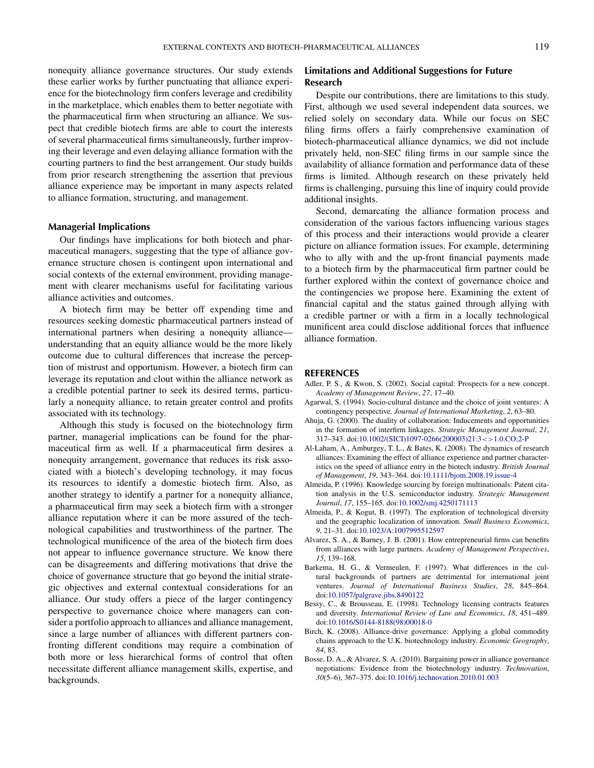nonequity alliance governance structures. Our study extends these earlier works by further punctuating that alliance experience for the biotechnology firm confers leverage and credibility in the marketplace, which enables them to better negotiate with the pharmaceutical firm when structuring an alliance. We suspect that credible biotech firms are able to court the interests of several pharmaceutical firms simultaneously, further improving their leverage and even delaying alliance formation with the courting partners to find the best arrangement. Our study builds from prior research strengthening the assertion that previous alliance experience may be important in many aspects related to alliance formation, structuring, and management.

### Managerial Implications

Our findings have implications for both biotech and pharmaceutical managers, suggesting that the type of alliance governance structure chosen is contingent upon international and social contexts of the external environment, providing management with clearer mechanisms useful for facilitating various alliance activities and outcomes.

A biotech firm may be better off expending time and resources seeking domestic pharmaceutical partners instead of international partners when desiring a nonequity alliance—understanding that an equity alliance would be the more likely outcome due to cultural differences that increase the perception of mistrust and opportunism. However, a biotech firm can leverage its reputation and clout within the alliance network as a credible potential partner to seek its desired terms, particularly a nonequity alliance, to retain greater control and profits associated with its technology.

Although this study is focused on the biotechnology firm partner, managerial implications can be found for the pharmaceutical firm as well. If a pharmaceutical firm desires a nonequity arrangement, governance that reduces its risk associated with a biotech's developing technology, it may focus its resources to identify a domestic biotech firm. Also, as another strategy to identify a partner for a nonequity alliance, a pharmaceutical firm may seek a biotech firm with a stronger alliance reputation where it can be more assured of the technological capabilities and trustworthiness of the partner. The technological munificence of the area of the biotech firm does not appear to influence governance structure. We know there can be disagreements and differing motivations that drive the choice of governance structure that go beyond the initial strategic objectives and external contextual considerations for an alliance. Our study offers a piece of the larger contingency perspective to governance choice where managers can consider a portfolio approach to alliances and alliance management, since a large number of alliances with different partners confronting different conditions may require a combination of both more or less hierarchical forms of control that often necessitate different alliance management skills, expertise, and backgrounds.

### Limitations and Additional Suggestions for Future Research

Despite our contributions, there are limitations to this study. First, although we used several independent data sources, we relied solely on secondary data. While our focus on SEC filing firms offers a fairly comprehensive examination of biotech-pharmaceutical alliance dynamics, we did not include privately held, non-SEC filing firms in our sample since the availability of alliance formation and performance data of these firms is limited. Although research on these privately held firms is challenging, pursuing this line of inquiry could provide additional insights.

Second, demarcating the alliance formation process and consideration of the various factors influencing various stages of this process and their interactions would provide a clearer picture on alliance formation issues. For example, determining who to ally with and the up-front financial payments made to a biotech firm by the pharmaceutical firm partner could be further explored within the context of governance choice and the contingencies we propose here. Examining the extent of financial capital and the status gained through allying with a credible partner or with a firm in a locally technological munificent area could disclose additional forces that influence alliance formation.

## REFERENCES

Adler, P. S., & Kwon, S. (2002). Social capital: Prospects for a new concept. *Academy of Management Review*, *27*, 17–40.

Agarwal, S. (1994). Socio-cultural distance and the choice of joint ventures: A contingency perspective. *Journal of International Marketing*, *2*, 63–80.

Ahuja, G. (2000). The duality of collaboration: Inducements and opportunities in the formation of interfirm linkages. *Strategic Management Journal*, *21*, 317–343. doi:10.1002/(SICI)1097-0266(200003)21:3<>1.0.CO;2-P

Al-Laham, A., Amburgey, T. L., & Bates, K. (2008). The dynamics of research alliances: Examining the effect of alliance experience and partner characteristics on the speed of alliance entry in the biotech industry. *British Journal of Management*, *19*, 343–364. doi:10.1111/bjom.2008.19.issue-4

Almeida, P. (1996). Knowledge sourcing by foreign multinationals: Patent citation analysis in the U.S. semiconductor industry. *Strategic Management Journal*, *17*, 155–165. doi:10.1002/smj.4250171113

Almeida, P., & Kogut, B. (1997). The exploration of technological diversity and the geographic localization of innovation. *Small Business Economics*, *9*, 21–31. doi:10.1023/A:1007995512597

Alvarez, S. A., & Barney, J. B. (2001). How entrepreneurial firms can benefits from alliances with large partners. *Academy of Management Perspectives*, *15*, 139–168.

Barkema, H. G., & Vermeulen, F. (1997). What differences in the cultural backgrounds of partners are detrimental for international joint ventures. *Journal of International Business Studies*, *28*, 845–864. doi:10.1057/palgrave.jibs.8490122

Bessy, C., & Brousseau, E. (1998). Technology licensing contracts features and diversity. *International Review of Law and Economics*, *18*, 451–489. doi:10.1016/S0144-8188(98)00018-0

Birch, K. (2008). Alliance-drive governance: Applying a global commodity chains approach to the U.K. biotechnology industry. *Economic Geography*, *84*, 83.

Bosse, D. A., & Alvarez, S. A. (2010). Bargaining power in alliance governance negotiations: Evidence from the biotechnology industry. *Technovation*, *30*(5–6), 367–375. doi:10.1016/j.technovation.2010.01.003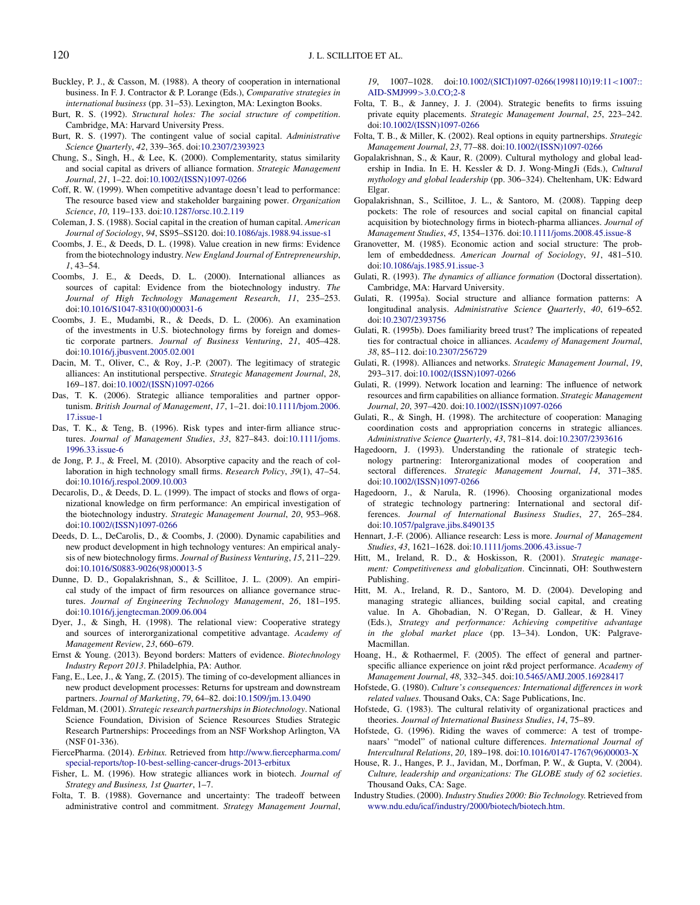Buckley, P. J., & Casson, M. (1988). A theory of cooperation in international business. In F. J. Contractor & P. Lorange (Eds.), *Comparative strategies in international business* (pp. 31–53). Lexington, MA: Lexington Books.

Burt, R. S. (1992). *Structural holes: The social structure of competition*. Cambridge, MA: Harvard University Press.

Burt, R. S. (1997). The contingent value of social capital. *Administrative Science Quarterly*, *42*, 339–365. doi:10.2307/2393923

Chung, S., Singh, H., & Lee, K. (2000). Complementarity, status similarity and social capital as drivers of alliance formation. *Strategic Management Journal*, *21*, 1–22. doi:10.1002/(ISSN)1097-0266

Coff, R. W. (1999). When competitive advantage doesn't lead to performance: The resource based view and stakeholder bargaining power. *Organization Science*, *10*, 119–133. doi:10.1287/orsc.10.2.119

Coleman, J. S. (1988). Social capital in the creation of human capital. *American Journal of Sociology*, *94*, SS95–SS120. doi:10.1086/ajs.1988.94.issue-s1

Coombs, J. E., & Deeds, D. L. (1998). Value creation in new firms: Evidence from the biotechnology industry. *New England Journal of Entrepreneurship*, *1*, 43–54.

Coombs, J. E., & Deeds, D. L. (2000). International alliances as sources of capital: Evidence from the biotechnology industry. *The Journal of High Technology Management Research*, *11*, 235–253. doi:10.1016/S1047-8310(00)00031-6

Coombs, J. E., Mudambi, R., & Deeds, D. L. (2006). An examination of the investments in U.S. biotechnology firms by foreign and domestic corporate partners. *Journal of Business Venturing*, *21*, 405–428. doi:10.1016/j.jbusvent.2005.02.001

Dacin, M. T., Oliver, C., & Roy, J.-P. (2007). The legitimacy of strategic alliances: An institutional perspective. *Strategic Management Journal*, *28*, 169–187. doi:10.1002/(ISSN)1097-0266

Das, T. K. (2006). Strategic alliance temporalities and partner opportunism. *British Journal of Management*, *17*, 1–21. doi:10.1111/bjom.2006.17.issue-1

Das, T. K., & Teng, B. (1996). Risk types and inter-firm alliance structures. *Journal of Management Studies*, *33*, 827–843. doi:10.1111/joms.1996.33.issue-6

de Jong, P. J., & Freel, M. (2010). Absorptive capacity and the reach of collaboration in high technology small firms. *Research Policy*, *39*(1), 47–54. doi:10.1016/j.respol.2009.10.003

Decarolis, D., & Deeds, D. L. (1999). The impact of stocks and flows of organizational knowledge on firm performance: An empirical investigation of the biotechnology industry. *Strategic Management Journal*, *20*, 953–968. doi:10.1002/(ISSN)1097-0266

Deeds, D. L., DeCarolis, D., & Coombs, J. (2000). Dynamic capabilities and new product development in high technology ventures: An empirical analysis of new biotechnology firms. *Journal of Business Venturing*, *15*, 211–229. doi:10.1016/S0883-9026(98)00013-5

Dunne, D. D., Gopalakrishnan, S., & Scillitoe, J. L. (2009). An empirical study of the impact of firm resources on alliance governance structures. *Journal of Engineering Technology Management*, *26*, 181–195. doi:10.1016/j.jengtecman.2009.06.004

Dyer, J., & Singh, H. (1998). The relational view: Cooperative strategy and sources of interorganizational competitive advantage. *Academy of Management Review*, *23*, 660–679.

Ernst & Young. (2013). Beyond borders: Matters of evidence. *Biotechnology Industry Report 2013*. Philadelphia, PA: Author.

Fang, E., Lee, J., & Yang, Z. (2015). The timing of co-development alliances in new product development processes: Returns for upstream and downstream partners. *Journal of Marketing*, *79*, 64–82. doi:10.1509/jm.13.0490

Feldman, M. (2001). *Strategic research partnerships in Biotechnology*. National Science Foundation, Division of Science Resources Studies Strategic Research Partnerships: Proceedings from an NSF Workshop Arlington, VA (NSF 01-336).

FiercePharma. (2014). *Erbitux*. Retrieved from http://www.fiercepharma.com/special-reports/top-10-best-selling-cancer-drugs-2013-erbitux

Fisher, L. M. (1996). How strategic alliances work in biotech. *Journal of Strategy and Business, 1st Quarter*, 1–7.

Folta, T. B. (1988). Governance and uncertainty: The tradeoff between administrative control and commitment. *Strategy Management Journal*, *19*, 1007–1028. doi:10.1002/(SICI)1097-0266(1998110)19:11<1007::AID-SMJ999>3.0.CO;2-8

Folta, T. B., & Janney, J. J. (2004). Strategic benefits to firms issuing private equity placements. *Strategic Management Journal*, *25*, 223–242. doi:10.1002/(ISSN)1097-0266

Folta, T. B., & Miller, K. (2002). Real options in equity partnerships. *Strategic Management Journal*, *23*, 77–88. doi:10.1002/(ISSN)1097-0266

Gopalakrishnan, S., & Kaur, R. (2009). Cultural mythology and global leadership in India. In E. H. Kessler & D. J. Wong-MingJi (Eds.), *Cultural mythology and global leadership* (pp. 306–324). Cheltenham, UK: Edward Elgar.

Gopalakrishnan, S., Scillitoe, J. L., & Santoro, M. (2008). Tapping deep pockets: The role of resources and social capital on financial capital acquisition by biotechnology firms in biotech-pharma alliances. *Journal of Management Studies*, *45*, 1354–1376. doi:10.1111/joms.2008.45.issue-8

Granovetter, M. (1985). Economic action and social structure: The problem of embeddedness. *American Journal of Sociology*, *91*, 481–510. doi:10.1086/ajs.1985.91.issue-3

Gulati, R. (1993). *The dynamics of alliance formation* (Doctoral dissertation). Cambridge, MA: Harvard University.

Gulati, R. (1995a). Social structure and alliance formation patterns: A longitudinal analysis. *Administrative Science Quarterly*, *40*, 619–652. doi:10.2307/2393756

Gulati, R. (1995b). Does familiarity breed trust? The implications of repeated ties for contractual choice in alliances. *Academy of Management Journal*, *38*, 85–112. doi:10.2307/256729

Gulati, R. (1998). Alliances and networks. *Strategic Management Journal*, *19*, 293–317. doi:10.1002/(ISSN)1097-0266

Gulati, R. (1999). Network location and learning: The influence of network resources and firm capabilities on alliance formation. *Strategic Management Journal*, *20*, 397–420. doi:10.1002/(ISSN)1097-0266

Gulati, R., & Singh, H. (1998). The architecture of cooperation: Managing coordination costs and appropriation concerns in strategic alliances. *Administrative Science Quarterly*, *43*, 781–814. doi:10.2307/2393616

Hagedoorn, J. (1993). Understanding the rationale of strategic technology partnering: Interorganizational modes of cooperation and sectoral differences. *Strategic Management Journal*, *14*, 371–385. doi:10.1002/(ISSN)1097-0266

Hagedoorn, J., & Narula, R. (1996). Choosing organizational modes of strategic technology partnering: International and sectoral differences. *Journal of International Business Studies*, *27*, 265–284. doi:10.1057/palgrave.jibs.8490135

Hennart, J.-F. (2006). Alliance research: Less is more. *Journal of Management Studies*, *43*, 1621–1628. doi:10.1111/joms.2006.43.issue-7

Hitt, M., Ireland, R. D., & Hoskisson, R. (2001). *Strategic management: Competitiveness and globalization*. Cincinnati, OH: Southwestern Publishing.

Hitt, M. A., Ireland, R. D., Santoro, M. D. (2004). Developing and managing strategic alliances, building social capital, and creating value. In A. Ghobadian, N. O'Regan, D. Gallear, & H. Viney (Eds.), *Strategy and performance: Achieving competitive advantage in the global market place* (pp. 13–34). London, UK: Palgrave-Macmillan.

Hoang, H., & Rothaermel, F. (2005). The effect of general and partner-specific alliance experience on joint r&d project performance. *Academy of Management Journal*, *48*, 332–345. doi:10.5465/AMJ.2005.16928417

Hofstede, G. (1980). *Culture's consequences: International differences in work related values*. Thousand Oaks, CA: Sage Publications, Inc.

Hofstede, G. (1983). The cultural relativity of organizational practices and theories. *Journal of International Business Studies*, *14*, 75–89.

Hofstede, G. (1996). Riding the waves of commerce: A test of trompenaars' "model" of national culture differences. *International Journal of Intercultural Relations*, *20*, 189–198. doi:10.1016/0147-1767(96)00003-X

House, R. J., Hanges, P. J., Javidan, M., Dorfman, P. W., & Gupta, V. (2004). *Culture, leadership and organizations: The GLOBE study of 62 societies*. Thousand Oaks, CA: Sage.

Industry Studies. (2000). *Industry Studies 2000: Bio Technology.* Retrieved from www.ndu.edu/icaf/industry/2000/biotech/biotech.htm.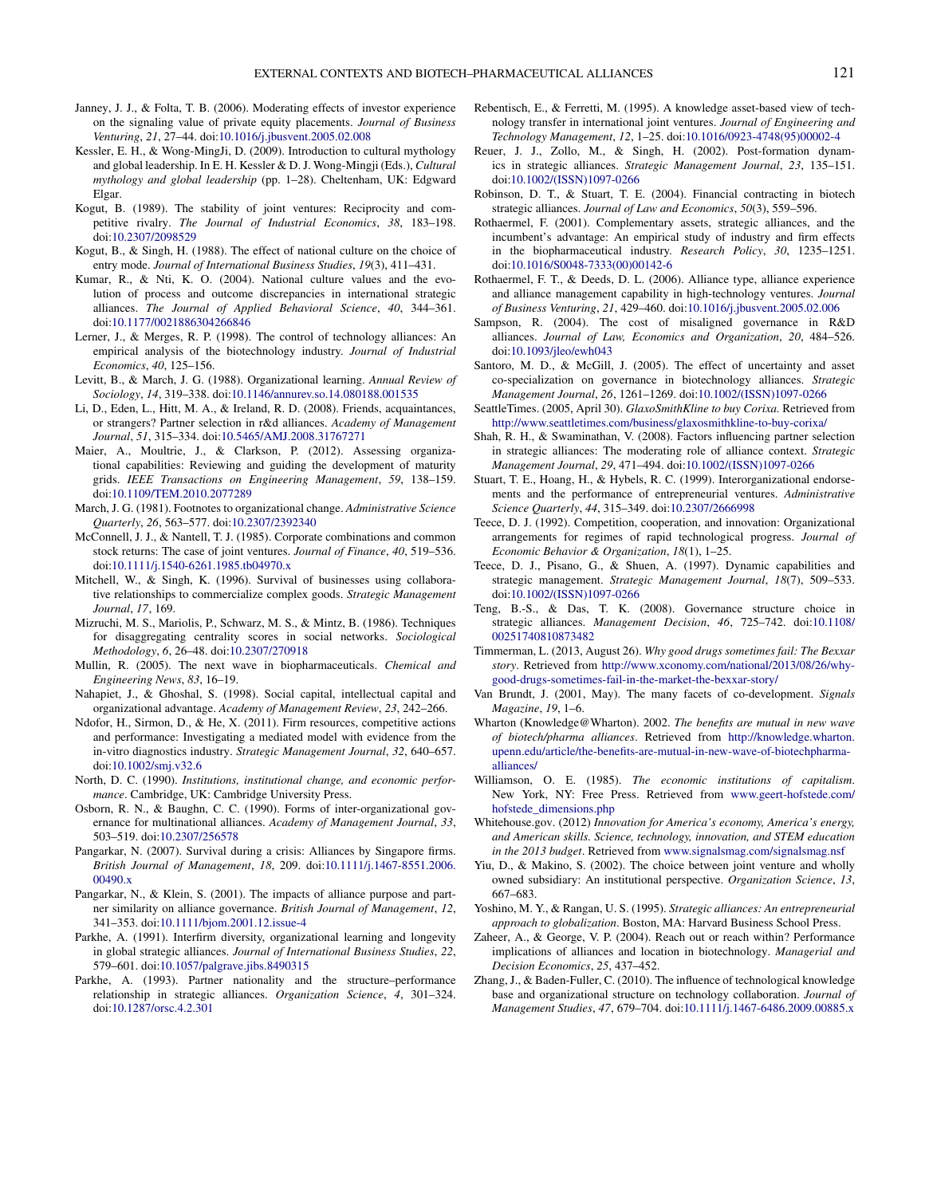Janney, J. J., & Folta, T. B. (2006). Moderating effects of investor experience on the signaling value of private equity placements. *Journal of Business Venturing*, *21*, 27–44. doi:10.1016/j.jbusvent.2005.02.008

Kessler, E. H., & Wong-MingJi, D. (2009). Introduction to cultural mythology and global leadership. In E. H. Kessler & D. J. Wong-Mingji (Eds.), *Cultural mythology and global leadership* (pp. 1–28). Cheltenham, UK: Edgward Elgar.

Kogut, B. (1989). The stability of joint ventures: Reciprocity and competitive rivalry. *The Journal of Industrial Economics*, *38*, 183–198. doi:10.2307/2098529

Kogut, B., & Singh, H. (1988). The effect of national culture on the choice of entry mode. *Journal of International Business Studies*, *19*(3), 411–431.

Kumar, R., & Nti, K. O. (2004). National culture values and the evolution of process and outcome discrepancies in international strategic alliances. *The Journal of Applied Behavioral Science*, *40*, 344–361. doi:10.1177/0021886304266846

Lerner, J., & Merges, R. P. (1998). The control of technology alliances: An empirical analysis of the biotechnology industry. *Journal of Industrial Economics*, *40*, 125–156.

Levitt, B., & March, J. G. (1988). Organizational learning. *Annual Review of Sociology*, *14*, 319–338. doi:10.1146/annurev.so.14.080188.001535

Li, D., Eden, L., Hitt, M. A., & Ireland, R. D. (2008). Friends, acquaintances, or strangers? Partner selection in r&d alliances. *Academy of Management Journal*, *51*, 315–334. doi:10.5465/AMJ.2008.31767271

Maier, A., Moultrie, J., & Clarkson, P. (2012). Assessing organizational capabilities: Reviewing and guiding the development of maturity grids. *IEEE Transactions on Engineering Management*, *59*, 138–159. doi:10.1109/TEM.2010.2077289

March, J. G. (1981). Footnotes to organizational change. *Administrative Science Quarterly*, *26*, 563–577. doi:10.2307/2392340

McConnell, J. J., & Nantell, T. J. (1985). Corporate combinations and common stock returns: The case of joint ventures. *Journal of Finance*, *40*, 519–536. doi:10.1111/j.1540-6261.1985.tb04970.x

Mitchell, W., & Singh, K. (1996). Survival of businesses using collaborative relationships to commercialize complex goods. *Strategic Management Journal*, *17*, 169.

Mizruchi, M. S., Mariolis, P., Schwarz, M. S., & Mintz, B. (1986). Techniques for disaggregating centrality scores in social networks. *Sociological Methodology*, *6*, 26–48. doi:10.2307/270918

Mullin, R. (2005). The next wave in biopharmaceuticals. *Chemical and Engineering News*, *83*, 16–19.

Nahapiet, J., & Ghoshal, S. (1998). Social capital, intellectual capital and organizational advantage. *Academy of Management Review*, *23*, 242–266.

Ndofor, H., Sirmon, D., & He, X. (2011). Firm resources, competitive actions and performance: Investigating a mediated model with evidence from the in-vitro diagnostics industry. *Strategic Management Journal*, *32*, 640–657. doi:10.1002/smj.v32.6

North, D. C. (1990). *Institutions, institutional change, and economic performance*. Cambridge, UK: Cambridge University Press.

Osborn, R. N., & Baughn, C. C. (1990). Forms of inter-organizational governance for multinational alliances. *Academy of Management Journal*, *33*, 503–519. doi:10.2307/256578

Pangarkar, N. (2007). Survival during a crisis: Alliances by Singapore firms. *British Journal of Management*, *18*, 209. doi:10.1111/j.1467-8551.2006.00490.x

Pangarkar, N., & Klein, S. (2001). The impacts of alliance purpose and partner similarity on alliance governance. *British Journal of Management*, *12*, 341–353. doi:10.1111/bjom.2001.12.issue-4

Parkhe, A. (1991). Interfirm diversity, organizational learning and longevity in global strategic alliances. *Journal of International Business Studies*, *22*, 579–601. doi:10.1057/palgrave.jibs.8490315

Parkhe, A. (1993). Partner nationality and the structure–performance relationship in strategic alliances. *Organization Science*, *4*, 301–324. doi:10.1287/orsc.4.2.301

Rebentisch, E., & Ferretti, M. (1995). A knowledge asset-based view of technology transfer in international joint ventures. *Journal of Engineering and Technology Management*, *12*, 1–25. doi:10.1016/0923-4748(95)00002-4

Reuer, J. J., Zollo, M., & Singh, H. (2002). Post-formation dynamics in strategic alliances. *Strategic Management Journal*, *23*, 135–151. doi:10.1002/(ISSN)1097-0266

Robinson, D. T., & Stuart, T. E. (2004). Financial contracting in biotech strategic alliances. *Journal of Law and Economics*, *50*(3), 559–596.

Rothaermel, F. (2001). Complementary assets, strategic alliances, and the incumbent's advantage: An empirical study of industry and firm effects in the biopharmaceutical industry. *Research Policy*, *30*, 1235–1251. doi:10.1016/S0048-7333(00)00142-6

Rothaermel, F. T., & Deeds, D. L. (2006). Alliance type, alliance experience and alliance management capability in high-technology ventures. *Journal of Business Venturing*, *21*, 429–460. doi:10.1016/j.jbusvent.2005.02.006

Sampson, R. (2004). The cost of misaligned governance in R&D alliances. *Journal of Law, Economics and Organization*, *20*, 484–526. doi:10.1093/jleo/ewh043

Santoro, M. D., & McGill, J. (2005). The effect of uncertainty and asset co-specialization on governance in biotechnology alliances. *Strategic Management Journal*, *26*, 1261–1269. doi:10.1002/(ISSN)1097-0266

SeattleTimes. (2005, April 30). *GlaxoSmithKline to buy Corixa*. Retrieved from http://www.seattletimes.com/business/glaxosmithkline-to-buy-corixa/

Shah, R. H., & Swaminathan, V. (2008). Factors influencing partner selection in strategic alliances: The moderating role of alliance context. *Strategic Management Journal*, *29*, 471–494. doi:10.1002/(ISSN)1097-0266

Stuart, T. E., Hoang, H., & Hybels, R. C. (1999). Interorganizational endorsements and the performance of entrepreneurial ventures. *Administrative Science Quarterly*, *44*, 315–349. doi:10.2307/2666998

Teece, D. J. (1992). Competition, cooperation, and innovation: Organizational arrangements for regimes of rapid technological progress. *Journal of Economic Behavior & Organization*, *18*(1), 1–25.

Teece, D. J., Pisano, G., & Shuen, A. (1997). Dynamic capabilities and strategic management. *Strategic Management Journal*, *18*(7), 509–533. doi:10.1002/(ISSN)1097-0266

Teng, B.-S., & Das, T. K. (2008). Governance structure choice in strategic alliances. *Management Decision*, *46*, 725–742. doi:10.1108/00251740810873482

Timmerman, L. (2013, August 26). *Why good drugs sometimes fail: The Bexxar story*. Retrieved from http://www.xconomy.com/national/2013/08/26/why-good-drugs-sometimes-fail-in-the-market-the-bexxar-story/

Van Brundt, J. (2001, May). The many facets of co-development. *Signals Magazine*, *19*, 1–6.

Wharton (Knowledge@Wharton). 2002. *The benefits are mutual in new wave of biotech/pharma alliances*. Retrieved from http://knowledge.wharton.upenn.edu/article/the-benefits-are-mutual-in-new-wave-of-biotechpharma-alliances/

Williamson, O. E. (1985). *The economic institutions of capitalism*. New York, NY: Free Press. Retrieved from www.geert-hofstede.com/hofstede_dimensions.php

Whitehouse.gov. (2012) *Innovation for America's economy, America's energy, and American skills. Science, technology, innovation, and STEM education in the 2013 budget*. Retrieved from www.signalsmag.com/signalsmag.nsf

Yiu, D., & Makino, S. (2002). The choice between joint venture and wholly owned subsidiary: An institutional perspective. *Organization Science*, *13*, 667–683.

Yoshino, M. Y., & Rangan, U. S. (1995). *Strategic alliances: An entrepreneurial approach to globalization*. Boston, MA: Harvard Business School Press.

Zaheer, A., & George, V. P. (2004). Reach out or reach within? Performance implications of alliances and location in biotechnology. *Managerial and Decision Economics*, *25*, 437–452.

Zhang, J., & Baden-Fuller, C. (2010). The influence of technological knowledge base and organizational structure on technology collaboration. *Journal of Management Studies*, *47*, 679–704. doi:10.1111/j.1467-6486.2009.00885.x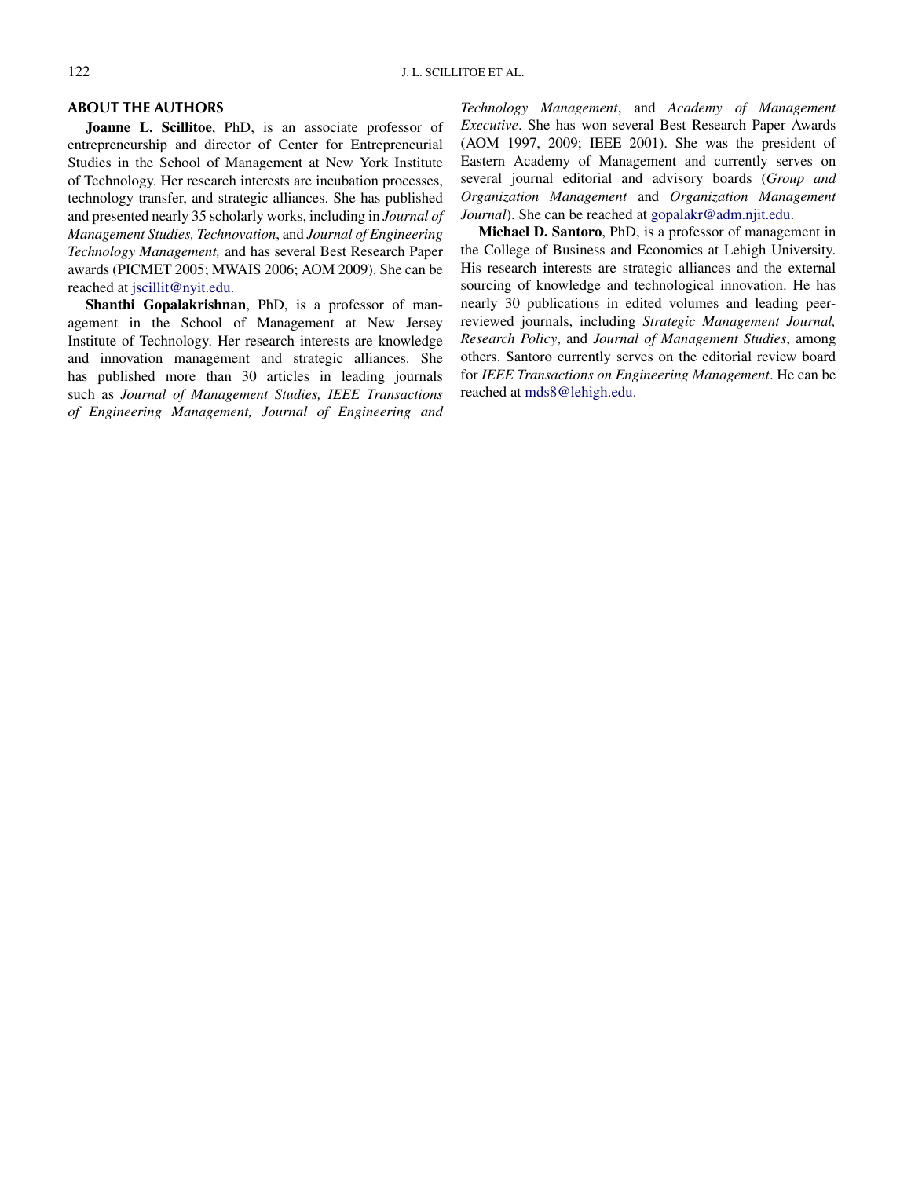## ABOUT THE AUTHORS

**Joanne L. Scillitoe**, PhD, is an associate professor of entrepreneurship and director of Center for Entrepreneurial Studies in the School of Management at New York Institute of Technology. Her research interests are incubation processes, technology transfer, and strategic alliances. She has published and presented nearly 35 scholarly works, including in *Journal of Management Studies, Technovation*, and *Journal of Engineering Technology Management,* and has several Best Research Paper awards (PICMET 2005; MWAIS 2006; AOM 2009). She can be reached at jscillit@nyit.edu.

**Shanthi Gopalakrishnan**, PhD, is a professor of management in the School of Management at New Jersey Institute of Technology. Her research interests are knowledge and innovation management and strategic alliances. She has published more than 30 articles in leading journals such as *Journal of Management Studies, IEEE Transactions of Engineering Management, Journal of Engineering and Technology Management*, and *Academy of Management Executive*. She has won several Best Research Paper Awards (AOM 1997, 2009; IEEE 2001). She was the president of Eastern Academy of Management and currently serves on several journal editorial and advisory boards (*Group and Organization Management* and *Organization Management Journal*). She can be reached at gopalakr@adm.njit.edu.

**Michael D. Santoro**, PhD, is a professor of management in the College of Business and Economics at Lehigh University. His research interests are strategic alliances and the external sourcing of knowledge and technological innovation. He has nearly 30 publications in edited volumes and leading peer-reviewed journals, including *Strategic Management Journal, Research Policy*, and *Journal of Management Studies*, among others. Santoro currently serves on the editorial review board for *IEEE Transactions on Engineering Management*. He can be reached at mds8@lehigh.edu.